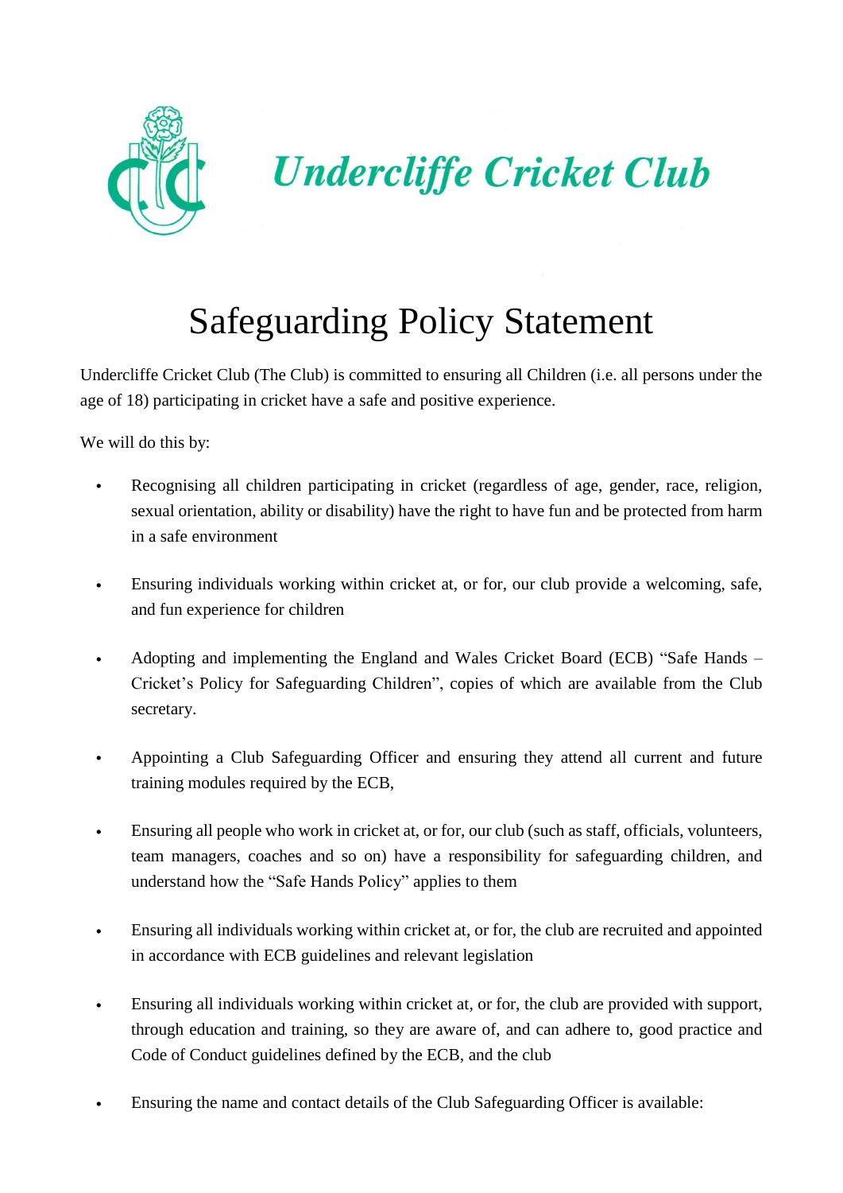# Undercliffe Cricket Club

## Safeguarding Policy Statement

Undercliffe Cricket Club (The Club) is committed to ensuring all Children (i.e. all persons under the age of 18) participating in cricket have a safe and positive experience.

We will do this by:

- Recognising all children participating in cricket (regardless of age, gender, race, religion, sexual orientation, ability or disability) have the right to have fun and be protected from harm in a safe environment
- Ensuring individuals working within cricket at, or for, our club provide a welcoming, safe, and fun experience for children
- Adopting and implementing the England and Wales Cricket Board (ECB) "Safe Hands – Cricket's Policy for Safeguarding Children", copies of which are available from the Club secretary.
- Appointing a Club Safeguarding Officer and ensuring they attend all current and future training modules required by the ECB,
- Ensuring all people who work in cricket at, or for, our club (such as staff, officials, volunteers, team managers, coaches and so on) have a responsibility for safeguarding children, and understand how the "Safe Hands Policy" applies to them
- Ensuring all individuals working within cricket at, or for, the club are recruited and appointed in accordance with ECB guidelines and relevant legislation
- Ensuring all individuals working within cricket at, or for, the club are provided with support, through education and training, so they are aware of, and can adhere to, good practice and Code of Conduct guidelines defined by the ECB, and the club
- Ensuring the name and contact details of the Club Safeguarding Officer is available: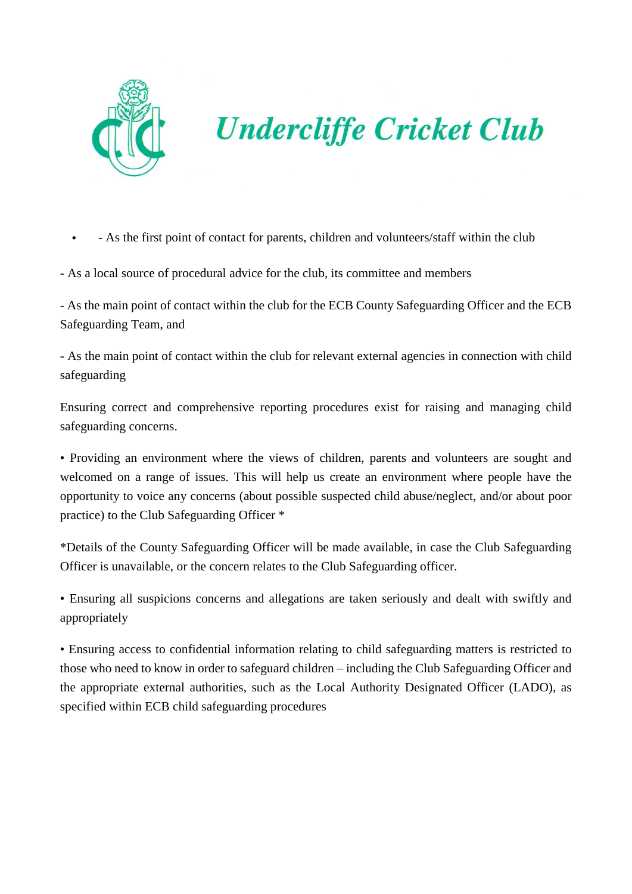# Undercliffe Cricket Club

- \- As the first point of contact for parents, children and volunteers/staff within the club

\- As a local source of procedural advice for the club, its committee and members

\- As the main point of contact within the club for the ECB County Safeguarding Officer and the ECB Safeguarding Team, and

\- As the main point of contact within the club for relevant external agencies in connection with child safeguarding

Ensuring correct and comprehensive reporting procedures exist for raising and managing child safeguarding concerns.

• Providing an environment where the views of children, parents and volunteers are sought and welcomed on a range of issues. This will help us create an environment where people have the opportunity to voice any concerns (about possible suspected child abuse/neglect, and/or about poor practice) to the Club Safeguarding Officer *

*Details of the County Safeguarding Officer will be made available, in case the Club Safeguarding Officer is unavailable, or the concern relates to the Club Safeguarding officer.

• Ensuring all suspicions concerns and allegations are taken seriously and dealt with swiftly and appropriately

• Ensuring access to confidential information relating to child safeguarding matters is restricted to those who need to know in order to safeguard children – including the Club Safeguarding Officer and the appropriate external authorities, such as the Local Authority Designated Officer (LADO), as specified within ECB child safeguarding procedures